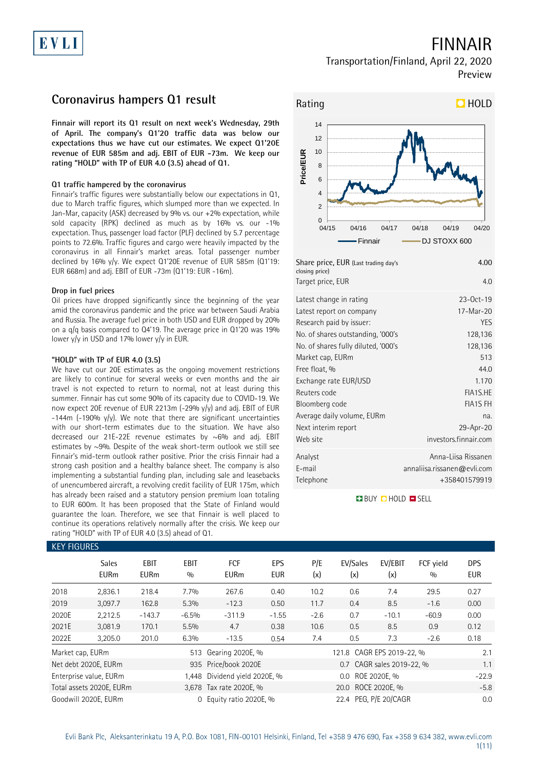# FINNAIR

Transportation/Finland, April 22, 2020

Preview

## Coronavirus hampers Q1 result

**Finnair will report its Q1 result on next week's Wednesday, 29th of April. The company's Q1'20 traffic data was below our expectations thus we have cut our estimates. We expect Q1'20E revenue of EUR 585m and adj. EBIT of EUR -73m. We keep our rating "HOLD" with TP of EUR 4.0 (3.5) ahead of Q1.**

### Q1 traffic hampered by the coronavirus

Finnair's traffic figures were substantially below our expectations in Q1, due to March traffic figures, which slumped more than we expected. In Jan-Mar, capacity (ASK) decreased by 9% vs. our +2% expectation, while sold capacity (RPK) declined as much as by 16% vs. our -1% expectation. Thus, passenger load factor (PLF) declined by 5.7 percentage points to 72.6%. Traffic figures and cargo were heavily impacted by the coronavirus in all Finnair's market areas. Total passenger number declined by 16% y/y. We expect Q1'20E revenue of EUR 585m (Q1'19: EUR 668m) and adj. EBIT of EUR -73m (Q1'19: EUR -16m).

### Drop in fuel prices

Oil prices have dropped significantly since the beginning of the year amid the coronavirus pandemic and the price war between Saudi Arabia and Russia. The average fuel price in both USD and EUR dropped by 20% on a q/q basis compared to Q4'19. The average price in Q1'20 was 19% lower y/y in USD and 17% lower y/y in EUR.

### "HOLD" with TP of EUR 4.0 (3.5)

We have cut our 20E estimates as the ongoing movement restrictions are likely to continue for several weeks or even months and the air travel is not expected to return to normal, not at least during this summer. Finnair has cut some 90% of its capacity due to COVID-19. We now expect 20E revenue of EUR 2213m (-29% y/y) and adj. EBIT of EUR -144m (-190% y/y). We note that there are significant uncertainties with our short-term estimates due to the situation. We have also decreased our 21E-22E revenue estimates by ~6% and adj. EBIT estimates by ~9%. Despite of the weak short-term outlook we still see Finnair's mid-term outlook rather positive. Prior the crisis Finnair had a strong cash position and a healthy balance sheet. The company is also implementing a substantial funding plan, including sale and leasebacks of unencumbered aircraft, a revolving credit facility of EUR 175m, which has already been raised and a statutory pension premium loan totaling to EUR 600m. It has been proposed that the State of Finland would guarantee the loan. Therefore, we see that Finnair is well placed to continue its operations relatively normally after the crisis. We keep our rating "HOLD" with TP of EUR 4.0 (3.5) ahead of Q1.

Rating: HOLD

Price/EUR chart: Finnair vs DJ STOXX 600 (04/15 – 04/20)

| | |
|---|---|
| Share price, EUR (Last trading day's closing price) | 4.00 |
| Target price, EUR | 4.0 |
| Latest change in rating | 23-Oct-19 |
| Latest report on company | 17-Mar-20 |
| Research paid by issuer: | YES |
| No. of shares outstanding, '000's | 128,136 |
| No. of shares fully diluted, '000's | 128,136 |
| Market cap, EURm | 513 |
| Free float, % | 44.0 |
| Exchange rate EUR/USD | 1.170 |
| Reuters code | FIA1S.HE |
| Bloomberg code | FIA1S FH |
| Average daily volume, EURm | na. |
| Next interim report | 29-Apr-20 |
| Web site | investors.finnair.com |
| Analyst | Anna-Liisa Rissanen |
| E-mail | annaliisa.rissanen@evli.com |
| Telephone | +358401579919 |

BUY HOLD SELL

### KEY FIGURES

| | Sales EURm | EBIT EURm | EBIT % | FCF EURm | EPS EUR | P/E (x) | EV/Sales (x) | EV/EBIT (x) | FCF yield % | DPS EUR |
|---|---|---|---|---|---|---|---|---|---|---|
| 2018 | 2,836.1 | 218.4 | 7.7% | 267.6 | 0.40 | 10.2 | 0.6 | 7.4 | 29.5 | 0.27 |
| 2019 | 3,097.7 | 162.8 | 5.3% | -12.3 | 0.50 | 11.7 | 0.4 | 8.5 | -1.6 | 0.00 |
| 2020E | 2,212.5 | -143.7 | -6.5% | -311.9 | -1.55 | -2.6 | 0.7 | -10.1 | -60.9 | 0.00 |
| 2021E | 3,081.9 | 170.1 | 5.5% | 4.7 | 0.38 | 10.6 | 0.5 | 8.5 | 0.9 | 0.12 |
| 2022E | 3,205.0 | 201.0 | 6.3% | -13.5 | 0.54 | 7.4 | 0.5 | 7.3 | -2.6 | 0.18 |

| | | | | | |
|---|---|---|---|---|---|
| Market cap, EURm | 513 | Gearing 2020E, % | 121.8 | CAGR EPS 2019-22, % | 2.1 |
| Net debt 2020E, EURm | 935 | Price/book 2020E | 0.7 | CAGR sales 2019-22, % | 1.1 |
| Enterprise value, EURm | 1,448 | Dividend yield 2020E, % | 0.0 | ROE 2020E, % | -22.9 |
| Total assets 2020E, EURm | 3,678 | Tax rate 2020E, % | 20.0 | ROCE 2020E, % | -5.8 |
| Goodwill 2020E, EURm | 0 | Equity ratio 2020E, % | 22.4 | PEG, P/E 20/CAGR | 0.0 |

Evli Bank Plc, Aleksanterinkatu 19 A, P.O. Box 1081, FIN-00101 Helsinki, Finland, Tel +358 9 476 690, Fax +358 9 634 382, www.evli.com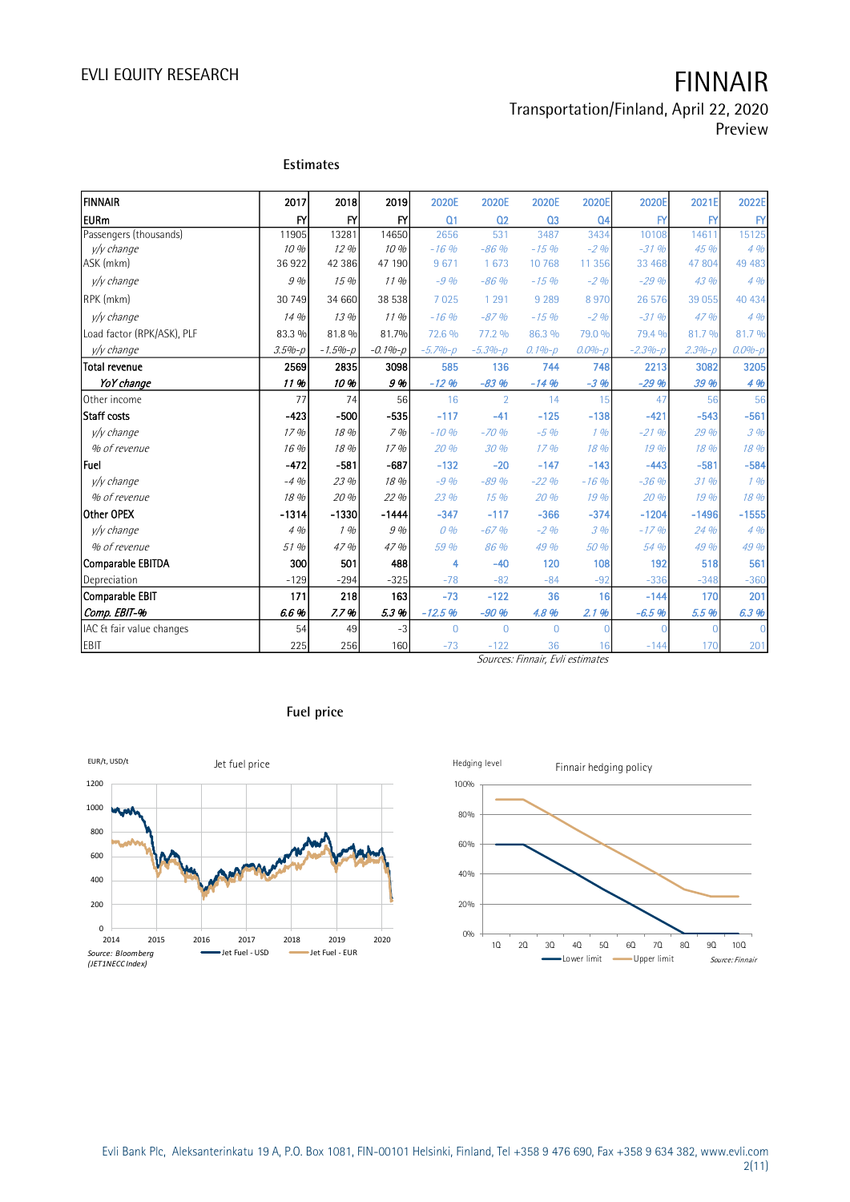## Estimates

| FINNAIR | 2017 | 2018 | 2019 | 2020E | 2020E | 2020E | 2020E | 2020E | 2021E | 2022E |
|---|---|---|---|---|---|---|---|---|---|---|
| EURm | FY | FY | FY | Q1 | Q2 | Q3 | Q4 | FY | FY | FY |
| Passengers (thousands) | 11905 | 13281 | 14650 | 2656 | 531 | 3487 | 3434 | 10108 | 14611 | 15125 |
| *y/y change* | *10 %* | *12 %* | *10 %* | *-16 %* | *-86 %* | *-15 %* | *-2 %* | *-31 %* | *45 %* | *4 %* |
| ASK (mkm) | 36 922 | 42 386 | 47 190 | 9 671 | 1 673 | 10 768 | 11 356 | 33 468 | 47 804 | 49 483 |
| *y/y change* | *9 %* | *15 %* | *11 %* | *-9 %* | *-86 %* | *-15 %* | *-2 %* | *-29 %* | *43 %* | *4 %* |
| RPK (mkm) | 30 749 | 34 660 | 38 538 | 7 025 | 1 291 | 9 289 | 8 970 | 26 576 | 39 055 | 40 434 |
| *y/y change* | *14 %* | *13 %* | *11 %* | *-16 %* | *-87 %* | *-15 %* | *-2 %* | *-31 %* | *47 %* | *4 %* |
| Load factor (RPK/ASK), PLF | 83.3 % | 81.8 % | 81.7% | 72.6 % | 77.2 % | 86.3 % | 79.0 % | 79.4 % | 81.7 % | 81.7 % |
| *y/y change* | *3.5%-p* | *-1.5%-p* | *-0.1%-p* | *-5.7%-p* | *-5.3%-p* | *0.1%-p* | *0.0%-p* | *-2.3%-p* | *2.3%-p* | *0.0%-p* |
| **Total revenue** | **2569** | **2835** | **3098** | **585** | **136** | **744** | **748** | **2213** | **3082** | **3205** |
| ***YoY change*** | ***11 %*** | ***10 %*** | ***9 %*** | ***-12 %*** | ***-83 %*** | ***-14 %*** | ***-3 %*** | ***-29 %*** | ***39 %*** | ***4 %*** |
| Other income | 77 | 74 | 56 | 16 | 2 | 14 | 15 | 47 | 56 | 56 |
| **Staff costs** | **-423** | **-500** | **-535** | **-117** | **-41** | **-125** | **-138** | **-421** | **-543** | **-561** |
| *y/y change* | *17 %* | *18 %* | *7 %* | *-10 %* | *-70 %* | *-5 %* | *1 %* | *-21 %* | *29 %* | *3 %* |
| *% of revenue* | *16 %* | *18 %* | *17 %* | *20 %* | *30 %* | *17 %* | *18 %* | *19 %* | *18 %* | *18 %* |
| **Fuel** | **-472** | **-581** | **-687** | **-132** | **-20** | **-147** | **-143** | **-443** | **-581** | **-584** |
| *y/y change* | *-4 %* | *23 %* | *18 %* | *-9 %* | *-89 %* | *-22 %* | *-16 %* | *-36 %* | *31 %* | *1 %* |
| *% of revenue* | *18 %* | *20 %* | *22 %* | *23 %* | *15 %* | *20 %* | *19 %* | *20 %* | *19 %* | *18 %* |
| **Other OPEX** | **-1314** | **-1330** | **-1444** | **-347** | **-117** | **-366** | **-374** | **-1204** | **-1496** | **-1555** |
| *y/y change* | *4 %* | *1 %* | *9 %* | *0 %* | *-67 %* | *-2 %* | *3 %* | *-17 %* | *24 %* | *4 %* |
| *% of revenue* | *51 %* | *47 %* | *47 %* | *59 %* | *86 %* | *49 %* | *50 %* | *54 %* | *49 %* | *49 %* |
| **Comparable EBITDA** | **300** | **501** | **488** | **4** | **-40** | **120** | **108** | **192** | **518** | **561** |
| Depreciation | -129 | -294 | -325 | -78 | -82 | -84 | -92 | -336 | -348 | -360 |
| **Comparable EBIT** | **171** | **218** | **163** | **-73** | **-122** | **36** | **16** | **-144** | **170** | **201** |
| ***Comp. EBIT-%*** | ***6.6 %*** | ***7.7 %*** | ***5.3 %*** | ***-12.5 %*** | ***-90 %*** | ***4.8 %*** | ***2.1 %*** | ***-6.5 %*** | ***5.5 %*** | ***6.3 %*** |
| IAC & fair value changes | 54 | 49 | -3 | 0 | 0 | 0 | 0 | 0 | 0 | 0 |
| EBIT | 225 | 256 | 160 | -73 | -122 | 36 | 16 | -144 | 170 | 201 |

*Sources: Finnair, Evli estimates*

## Fuel price

Source: Bloomberg (JET1NECC Index)

Source: Finnair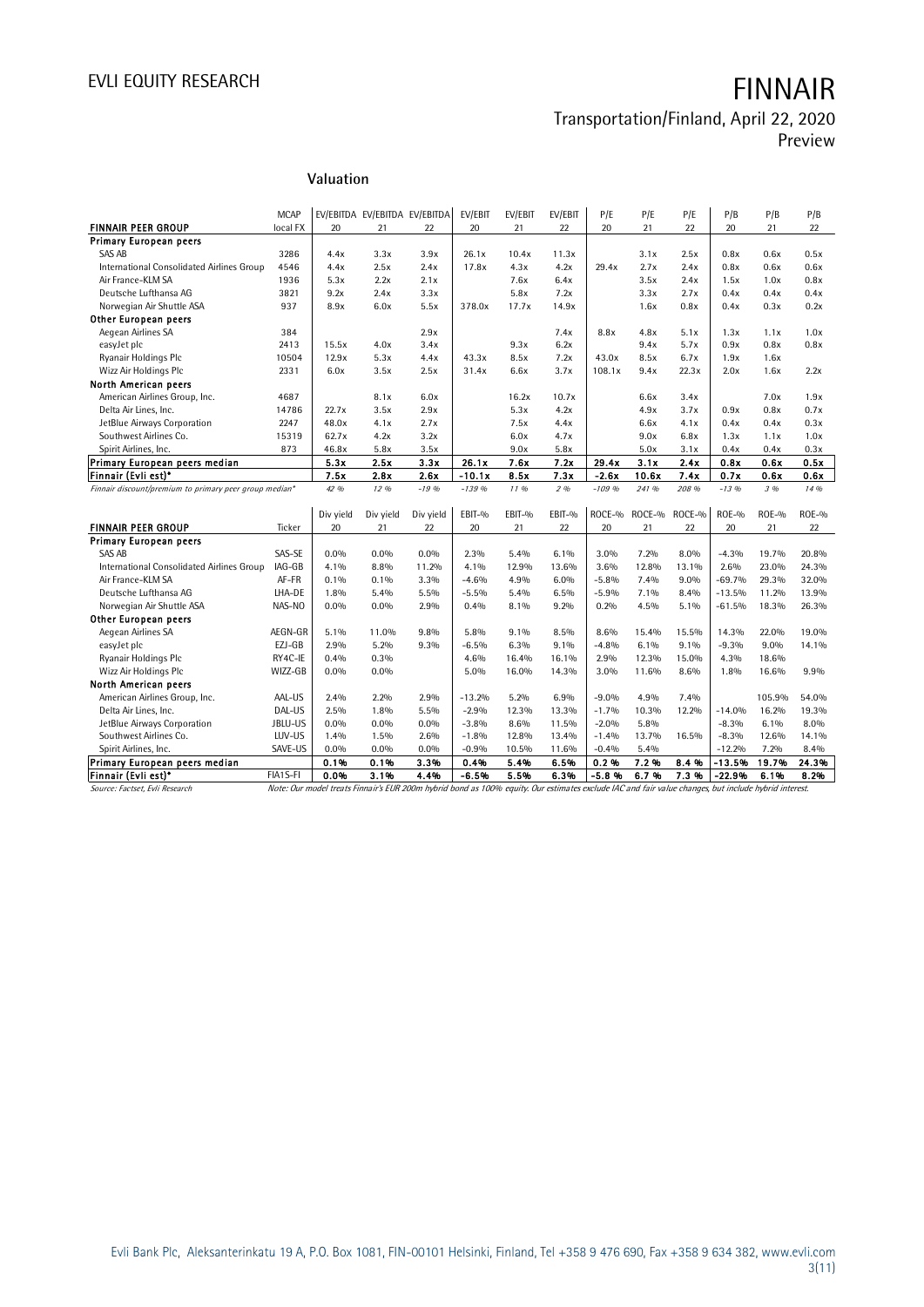## Valuation

| FINNAIR PEER GROUP | MCAP local FX | EV/EBITDA 20 | EV/EBITDA 21 | EV/EBITDA 22 | EV/EBIT 20 | EV/EBIT 21 | EV/EBIT 22 | P/E 20 | P/E 21 | P/E 22 | P/B 20 | P/B 21 | P/B 22 |
|---|---|---|---|---|---|---|---|---|---|---|---|---|---|
| **Primary European peers** | | | | | | | | | | | | | |
| SAS AB | 3286 | 4.4x | 3.3x | 3.9x | 26.1x | 10.4x | 11.3x | | 3.1x | 2.5x | 0.8x | 0.6x | 0.5x |
| International Consolidated Airlines Group | 4546 | 4.4x | 2.5x | 2.4x | 17.8x | 4.3x | 4.2x | 29.4x | 2.7x | 2.4x | 0.8x | 0.6x | 0.6x |
| Air France-KLM SA | 1936 | 5.3x | 2.2x | 2.1x | | 7.6x | 6.4x | | 3.5x | 2.4x | 1.5x | 1.0x | 0.8x |
| Deutsche Lufthansa AG | 3821 | 9.2x | 2.4x | 3.3x | | 5.8x | 7.2x | | 3.3x | 2.7x | 0.4x | 0.4x | 0.4x |
| Norwegian Air Shuttle ASA | 937 | 8.9x | 6.0x | 5.5x | 378.0x | 17.7x | 14.9x | | 1.6x | 0.8x | 0.4x | 0.3x | 0.2x |
| **Other European peers** | | | | | | | | | | | | | |
| Aegean Airlines SA | 384 | | | 2.9x | | 9.3x | 7.4x | 8.8x | 4.8x | 5.1x | 1.3x | 1.1x | 1.0x |
| easyJet plc | 2413 | 15.5x | 4.0x | 3.4x | | 9.3x | 6.2x | | 9.4x | 5.7x | 0.9x | 0.8x | 0.8x |
| Ryanair Holdings Plc | 10504 | 12.9x | 5.3x | 4.4x | 43.3x | 8.5x | 7.2x | 43.0x | 8.5x | 6.7x | 1.9x | 1.6x | |
| Wizz Air Holdings Plc | 2331 | 6.0x | 3.5x | 2.5x | 31.4x | 6.6x | 3.7x | 108.1x | 9.4x | 22.3x | 2.0x | 1.6x | 2.2x |
| **North American peers** | | | | | | | | | | | | | |
| American Airlines Group, Inc. | 4687 | | 8.1x | 6.0x | | 16.2x | 10.7x | | 6.6x | 3.4x | | 7.0x | 1.9x |
| Delta Air Lines, Inc. | 14786 | 22.7x | 3.5x | 2.9x | | 5.3x | 4.2x | | 4.9x | 3.7x | 0.9x | 0.8x | 0.7x |
| JetBlue Airways Corporation | 2247 | 48.0x | 4.1x | 2.7x | | 7.5x | 4.4x | | 6.6x | 4.1x | 0.4x | 0.4x | 0.3x |
| Southwest Airlines Co. | 15319 | 62.7x | 4.2x | 3.2x | | 6.0x | 4.7x | | 9.0x | 6.8x | 1.3x | 1.1x | 1.0x |
| Spirit Airlines, Inc. | 873 | 46.8x | 5.8x | 3.5x | | 9.0x | 5.8x | | 5.0x | 3.1x | 0.4x | 0.4x | 0.3x |
| **Primary European peers median** | | **5.3x** | **2.5x** | **3.3x** | **26.1x** | **7.6x** | **7.2x** | **29.4x** | **3.1x** | **2.4x** | **0.8x** | **0.6x** | **0.5x** |
| **Finnair (Evli est)*** | | **7.5x** | **2.8x** | **2.6x** | **-10.1x** | **8.5x** | **7.3x** | **-2.6x** | **10.6x** | **7.4x** | **0.7x** | **0.6x** | **0.6x** |
| *Finnair discount/premium to primary peer group median** | | *42 %* | *12 %* | *-19 %* | *-139 %* | *11 %* | *2 %* | *-109 %* | *241 %* | *208 %* | *-13 %* | *3 %* | *14 %* |

| FINNAIR PEER GROUP | Ticker | Div yield 20 | Div yield 21 | Div yield 22 | EBIT-% 20 | EBIT-% 21 | EBIT-% 22 | ROCE-% 20 | ROCE-% 21 | ROCE-% 22 | ROE-% 20 | ROE-% 21 | ROE-% 22 |
|---|---|---|---|---|---|---|---|---|---|---|---|---|---|
| **Primary European peers** | | | | | | | | | | | | | |
| SAS AB | SAS-SE | 0.0% | 0.0% | 0.0% | 2.3% | 5.4% | 6.1% | 3.0% | 7.2% | 8.0% | -4.3% | 19.7% | 20.8% |
| International Consolidated Airlines Group | IAG-GB | 4.1% | 8.8% | 11.2% | 4.1% | 12.9% | 13.6% | 3.6% | 12.8% | 13.1% | 2.6% | 23.0% | 24.3% |
| Air France-KLM SA | AF-FR | 0.1% | 0.1% | 3.3% | -4.6% | 4.9% | 6.0% | -5.8% | 7.4% | 9.0% | -69.7% | 29.3% | 32.0% |
| Deutsche Lufthansa AG | LHA-DE | 1.8% | 5.4% | 5.5% | -5.5% | 5.4% | 6.5% | -5.9% | 7.1% | 8.4% | -13.5% | 11.2% | 13.9% |
| Norwegian Air Shuttle ASA | NAS-NO | 0.0% | 0.0% | 2.9% | 0.4% | 8.1% | 9.2% | 0.2% | 4.5% | 5.1% | -61.5% | 18.3% | 26.3% |
| **Other European peers** | | | | | | | | | | | | | |
| Aegean Airlines SA | AEGN-GR | 5.1% | 11.0% | 9.8% | 5.8% | 9.1% | 8.5% | 8.6% | 15.4% | 15.5% | 14.3% | 22.0% | 19.0% |
| easyJet plc | EZJ-GB | 2.9% | 5.2% | 9.3% | -6.5% | 6.3% | 9.1% | -4.8% | 6.1% | 9.1% | -9.3% | 9.0% | 14.1% |
| Ryanair Holdings Plc | RY4C-IE | 0.4% | 0.3% | | 4.6% | 16.4% | 16.1% | 2.9% | 12.3% | 15.0% | 4.3% | 18.6% | |
| Wizz Air Holdings Plc | WIZZ-GB | 0.0% | 0.0% | | 5.0% | 16.0% | 14.3% | 3.0% | 11.6% | 8.6% | 1.8% | 16.6% | 9.9% |
| **North American peers** | | | | | | | | | | | | | |
| American Airlines Group, Inc. | AAL-US | 2.4% | 2.2% | 2.9% | -13.2% | 5.2% | 6.9% | -9.0% | 4.9% | 7.4% | | 105.9% | 54.0% |
| Delta Air Lines, Inc. | DAL-US | 2.5% | 1.8% | 5.5% | -2.9% | 12.3% | 13.3% | -1.7% | 10.3% | 12.2% | -14.0% | 16.2% | 19.3% |
| JetBlue Airways Corporation | JBLU-US | 0.0% | 0.0% | 0.0% | -3.8% | 8.6% | 11.5% | -2.0% | 5.8% | | -8.3% | 6.1% | 8.0% |
| Southwest Airlines Co. | LUV-US | 1.4% | 1.5% | 2.6% | -1.8% | 12.8% | 13.4% | -1.4% | 13.7% | 16.5% | -8.3% | 12.6% | 14.1% |
| Spirit Airlines, Inc. | SAVE-US | 0.0% | 0.0% | 0.0% | -0.9% | 10.5% | 11.6% | -0.4% | 5.4% | | -12.2% | 7.2% | 8.4% |
| **Primary European peers median** | | **0.1%** | **0.1%** | **3.3%** | **0.4%** | **5.4%** | **6.5%** | **0.2 %** | **7.2 %** | **8.4 %** | **-13.5%** | **19.7%** | **24.3%** |
| **Finnair (Evli est)*** | FIA1S-FI | **0.0%** | **3.1%** | **4.4%** | **-6.5%** | **5.5%** | **6.3%** | **-5.8 %** | **6.7 %** | **7.3 %** | **-22.9%** | **6.1%** | **8.2%** |

*Source: Factset, Evli Research*

*Note: Our model treats Finnair's EUR 200m hybrid bond as 100% equity. Our estimates exclude IAC and fair value changes, but include hybrid interest.*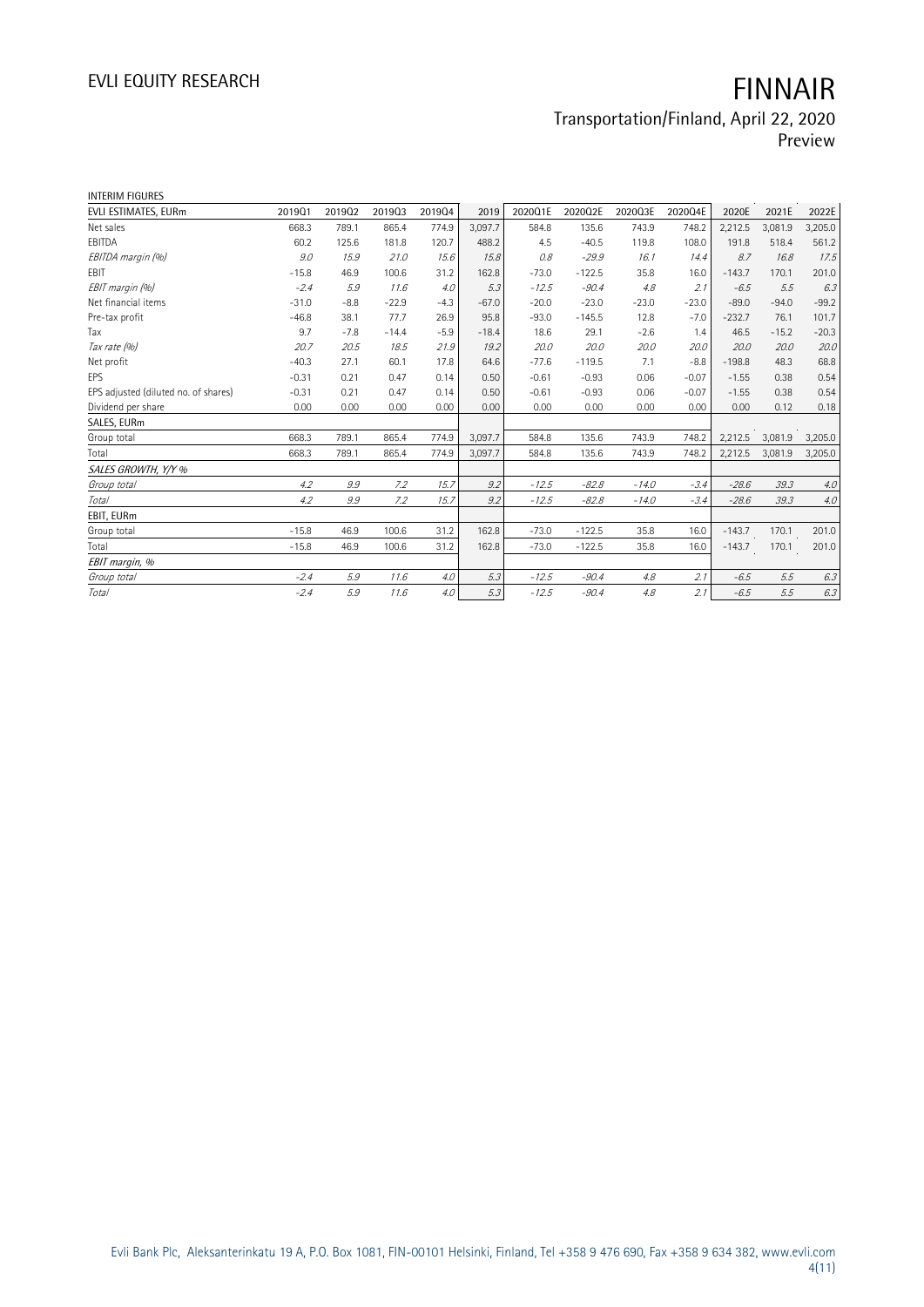INTERIM FIGURES

| EVLI ESTIMATES, EURm | 2019Q1 | 2019Q2 | 2019Q3 | 2019Q4 | 2019 | 2020Q1E | 2020Q2E | 2020Q3E | 2020Q4E | 2020E | 2021E | 2022E |
|---|---|---|---|---|---|---|---|---|---|---|---|---|
| Net sales | 668.3 | 789.1 | 865.4 | 774.9 | 3,097.7 | 584.8 | 135.6 | 743.9 | 748.2 | 2,212.5 | 3,081.9 | 3,205.0 |
| EBITDA | 60.2 | 125.6 | 181.8 | 120.7 | 488.2 | 4.5 | -40.5 | 119.8 | 108.0 | 191.8 | 518.4 | 561.2 |
| *EBITDA margin (%)* | *9.0* | *15.9* | *21.0* | *15.6* | *15.8* | *0.8* | *-29.9* | *16.1* | *14.4* | *8.7* | *16.8* | *17.5* |
| EBIT | -15.8 | 46.9 | 100.6 | 31.2 | 162.8 | -73.0 | -122.5 | 35.8 | 16.0 | -143.7 | 170.1 | 201.0 |
| *EBIT margin (%)* | *-2.4* | *5.9* | *11.6* | *4.0* | *5.3* | *-12.5* | *-90.4* | *4.8* | *2.1* | *-6.5* | *5.5* | *6.3* |
| Net financial items | -31.0 | -8.8 | -22.9 | -4.3 | -67.0 | -20.0 | -23.0 | -23.0 | -23.0 | -89.0 | -94.0 | -99.2 |
| Pre-tax profit | -46.8 | 38.1 | 77.7 | 26.9 | 95.8 | -93.0 | -145.5 | 12.8 | -7.0 | -232.7 | 76.1 | 101.7 |
| Tax | 9.7 | -7.8 | -14.4 | -5.9 | -18.4 | 18.6 | 29.1 | -2.6 | 1.4 | 46.5 | -15.2 | -20.3 |
| *Tax rate (%)* | *20.7* | *20.5* | *18.5* | *21.9* | *19.2* | *20.0* | *20.0* | *20.0* | *20.0* | *20.0* | *20.0* | *20.0* |
| Net profit | -40.3 | 27.1 | 60.1 | 17.8 | 64.6 | -77.6 | -119.5 | 7.1 | -8.8 | -198.8 | 48.3 | 68.8 |
| EPS | -0.31 | 0.21 | 0.47 | 0.14 | 0.50 | -0.61 | -0.93 | 0.06 | -0.07 | -1.55 | 0.38 | 0.54 |
| EPS adjusted (diluted no. of shares) | -0.31 | 0.21 | 0.47 | 0.14 | 0.50 | -0.61 | -0.93 | 0.06 | -0.07 | -1.55 | 0.38 | 0.54 |
| Dividend per share | 0.00 | 0.00 | 0.00 | 0.00 | 0.00 | 0.00 | 0.00 | 0.00 | 0.00 | 0.00 | 0.12 | 0.18 |
| **SALES, EURm** | | | | | | | | | | | | |
| Group total | 668.3 | 789.1 | 865.4 | 774.9 | 3,097.7 | 584.8 | 135.6 | 743.9 | 748.2 | 2,212.5 | 3,081.9 | 3,205.0 |
| Total | 668.3 | 789.1 | 865.4 | 774.9 | 3,097.7 | 584.8 | 135.6 | 743.9 | 748.2 | 2,212.5 | 3,081.9 | 3,205.0 |
| ***SALES GROWTH, Y/Y %*** | | | | | | | | | | | | |
| *Group total* | *4.2* | *9.9* | *7.2* | *15.7* | *9.2* | *-12.5* | *-82.8* | *-14.0* | *-3.4* | *-28.6* | *39.3* | *4.0* |
| *Total* | *4.2* | *9.9* | *7.2* | *15.7* | *9.2* | *-12.5* | *-82.8* | *-14.0* | *-3.4* | *-28.6* | *39.3* | *4.0* |
| **EBIT, EURm** | | | | | | | | | | | | |
| Group total | -15.8 | 46.9 | 100.6 | 31.2 | 162.8 | -73.0 | -122.5 | 35.8 | 16.0 | -143.7 | 170.1 | 201.0 |
| Total | -15.8 | 46.9 | 100.6 | 31.2 | 162.8 | -73.0 | -122.5 | 35.8 | 16.0 | -143.7 | 170.1 | 201.0 |
| ***EBIT margin, %*** | | | | | | | | | | | | |
| *Group total* | *-2.4* | *5.9* | *11.6* | *4.0* | *5.3* | *-12.5* | *-90.4* | *4.8* | *2.1* | *-6.5* | *5.5* | *6.3* |
| *Total* | *-2.4* | *5.9* | *11.6* | *4.0* | *5.3* | *-12.5* | *-90.4* | *4.8* | *2.1* | *-6.5* | *5.5* | *6.3* |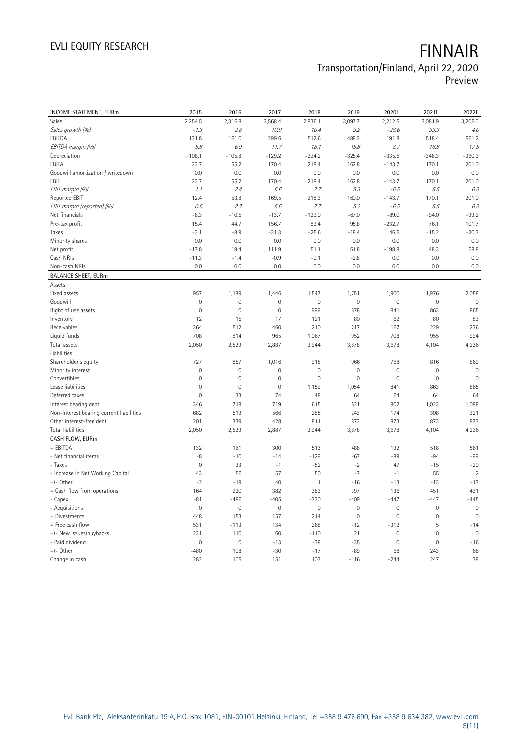# FINNAIR

Transportation/Finland, April 22, 2020

Preview

| INCOME STATEMENT, EURm | 2015 | 2016 | 2017 | 2018 | 2019 | 2020E | 2021E | 2022E |
|---|---|---|---|---|---|---|---|---|
| Sales | 2,254.5 | 2,316.8 | 2,568.4 | 2,836.1 | 3,097.7 | 2,212.5 | 3,081.9 | 3,205.0 |
| *Sales growth (%)* | *-1.3* | *2.8* | *10.9* | *10.4* | *9.2* | *-28.6* | *39.3* | *4.0* |
| EBITDA | 131.8 | 161.0 | 299.6 | 512.6 | 488.2 | 191.8 | 518.4 | 561.2 |
| *EBITDA margin (%)* | *5.8* | *6.9* | *11.7* | *18.1* | *15.8* | *8.7* | *16.8* | *17.5* |
| Depreciation | -108.1 | -105.8 | -129.2 | -294.2 | -325.4 | -335.5 | -348.3 | -360.3 |
| EBITA | 23.7 | 55.2 | 170.4 | 218.4 | 162.8 | -143.7 | 170.1 | 201.0 |
| Goodwill amortization / writedown | 0.0 | 0.0 | 0.0 | 0.0 | 0.0 | 0.0 | 0.0 | 0.0 |
| EBIT | 23.7 | 55.2 | 170.4 | 218.4 | 162.8 | -143.7 | 170.1 | 201.0 |
| *EBIT margin (%)* | *1.1* | *2.4* | *6.6* | *7.7* | *5.3* | *-6.5* | *5.5* | *6.3* |
| Reported EBIT | 12.4 | 53.8 | 169.5 | 218.3 | 160.0 | -143.7 | 170.1 | 201.0 |
| *EBIT margin (reported) (%)* | *0.6* | *2.3* | *6.6* | *7.7* | *5.2* | *-6.5* | *5.5* | *6.3* |
| Net financials | -8.3 | -10.5 | -13.7 | -129.0 | -67.0 | -89.0 | -94.0 | -99.2 |
| Pre-tax profit | 15.4 | 44.7 | 156.7 | 89.4 | 95.8 | -232.7 | 76.1 | 101.7 |
| Taxes | -3.1 | -8.9 | -31.3 | -25.6 | -18.4 | 46.5 | -15.2 | -20.3 |
| Minority shares | 0.0 | 0.0 | 0.0 | 0.0 | 0.0 | 0.0 | 0.0 | 0.0 |
| Net profit | -17.8 | 19.4 | 111.9 | 51.1 | 61.8 | -198.8 | 48.3 | 68.8 |
| Cash NRIs | -11.3 | -1.4 | -0.9 | -0.1 | -2.8 | 0.0 | 0.0 | 0.0 |
| Non-cash NRIs | 0.0 | 0.0 | 0.0 | 0.0 | 0.0 | 0.0 | 0.0 | 0.0 |
| **BALANCE SHEET, EURm** | | | | | | | | |
| Assets | | | | | | | | |
| Fixed assets | 957 | 1,189 | 1,446 | 1,547 | 1,751 | 1,900 | 1,976 | 2,058 |
| Goodwill | 0 | 0 | 0 | 0 | 0 | 0 | 0 | 0 |
| Right of use assets | 0 | 0 | 0 | 999 | 878 | 841 | 863 | 865 |
| Inventory | 12 | 15 | 17 | 121 | 80 | 62 | 80 | 83 |
| Receivables | 364 | 512 | 460 | 210 | 217 | 167 | 229 | 236 |
| Liquid funds | 708 | 814 | 965 | 1,067 | 952 | 708 | 955 | 994 |
| Total assets | 2,050 | 2,529 | 2,887 | 3,944 | 3,878 | 3,678 | 4,104 | 4,236 |
| Liabilities | | | | | | | | |
| Shareholder's equity | 727 | 857 | 1,016 | 918 | 966 | 768 | 816 | 869 |
| Minority interest | 0 | 0 | 0 | 0 | 0 | 0 | 0 | 0 |
| Convertibles | 0 | 0 | 0 | 0 | 0 | 0 | 0 | 0 |
| Lease liabilities | 0 | 0 | 0 | 1,159 | 1,054 | 841 | 863 | 865 |
| Deferred taxes | 0 | 33 | 74 | 48 | 64 | 64 | 64 | 64 |
| Interest bearing debt | 346 | 718 | 719 | 615 | 521 | 802 | 1,023 | 1,088 |
| Non-interest bearing current liabilities | 682 | 519 | 566 | 285 | 243 | 174 | 308 | 321 |
| Other interest-free debt | 201 | 339 | 428 | 811 | 873 | 873 | 873 | 873 |
| Total liabilities | 2,050 | 2,529 | 2,887 | 3,944 | 3,878 | 3,678 | 4,104 | 4,236 |
| **CASH FLOW, EURm** | | | | | | | | |
| + EBITDA | 132 | 161 | 300 | 513 | 488 | 192 | 518 | 561 |
| - Net financial items | -8 | -10 | -14 | -129 | -67 | -89 | -94 | -99 |
| - Taxes | 0 | 33 | -1 | -52 | -2 | 47 | -15 | -20 |
| - Increase in Net Working Capital | 43 | 56 | 57 | 50 | -7 | -1 | 55 | 2 |
| +/- Other | -2 | -19 | 40 | 1 | -16 | -13 | -13 | -13 |
| = Cash flow from operations | 164 | 220 | 382 | 383 | 397 | 136 | 451 | 431 |
| - Capex | -81 | -486 | -405 | -330 | -409 | -447 | -447 | -445 |
| - Acquisitions | 0 | 0 | 0 | 0 | 0 | 0 | 0 | 0 |
| + Divestments | 448 | 153 | 157 | 214 | 0 | 0 | 0 | 0 |
| = Free cash flow | 531 | -113 | 134 | 268 | -12 | -312 | 5 | -14 |
| +/- New issues/buybacks | 231 | 110 | 60 | -110 | 21 | 0 | 0 | 0 |
| - Paid dividend | 0 | 0 | -13 | -38 | -35 | 0 | 0 | -16 |
| +/- Other | -480 | 108 | -30 | -17 | -89 | 68 | 243 | 68 |
| Change in cash | 282 | 105 | 151 | 103 | -116 | -244 | 247 | 38 |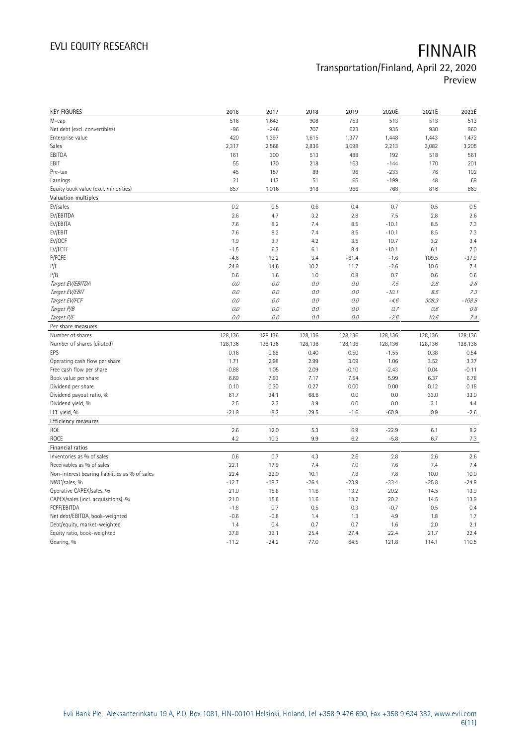| KEY FIGURES | 2016 | 2017 | 2018 | 2019 | 2020E | 2021E | 2022E |
|---|---|---|---|---|---|---|---|
| M-cap | 516 | 1,643 | 908 | 753 | 513 | 513 | 513 |
| Net debt (excl. convertibles) | -96 | -246 | 707 | 623 | 935 | 930 | 960 |
| Enterprise value | 420 | 1,397 | 1,615 | 1,377 | 1,448 | 1,443 | 1,472 |
| Sales | 2,317 | 2,568 | 2,836 | 3,098 | 2,213 | 3,082 | 3,205 |
| EBITDA | 161 | 300 | 513 | 488 | 192 | 518 | 561 |
| EBIT | 55 | 170 | 218 | 163 | -144 | 170 | 201 |
| Pre-tax | 45 | 157 | 89 | 96 | -233 | 76 | 102 |
| Earnings | 21 | 113 | 51 | 65 | -199 | 48 | 69 |
| Equity book value (excl. minorities) | 857 | 1,016 | 918 | 966 | 768 | 816 | 869 |
| **Valuation multiples** | | | | | | | |
| EV/sales | 0.2 | 0.5 | 0.6 | 0.4 | 0.7 | 0.5 | 0.5 |
| EV/EBITDA | 2.6 | 4.7 | 3.2 | 2.8 | 7.5 | 2.8 | 2.6 |
| EV/EBITA | 7.6 | 8.2 | 7.4 | 8.5 | -10.1 | 8.5 | 7.3 |
| EV/EBIT | 7.6 | 8.2 | 7.4 | 8.5 | -10.1 | 8.5 | 7.3 |
| EV/OCF | 1.9 | 3.7 | 4.2 | 3.5 | 10.7 | 3.2 | 3.4 |
| EV/FCFF | -1.5 | 6.3 | 6.1 | 8.4 | -10.1 | 6.1 | 7.0 |
| P/FCFE | -4.6 | 12.2 | 3.4 | -61.4 | -1.6 | 109.5 | -37.9 |
| P/E | 24.9 | 14.6 | 10.2 | 11.7 | -2.6 | 10.6 | 7.4 |
| P/B | 0.6 | 1.6 | 1.0 | 0.8 | 0.7 | 0.6 | 0.6 |
| *Target EV/EBITDA* | *0.0* | *0.0* | *0.0* | *0.0* | *7.5* | *2.8* | *2.6* |
| *Target EV/EBIT* | *0.0* | *0.0* | *0.0* | *0.0* | *-10.1* | *8.5* | *7.3* |
| *Target EV/FCF* | *0.0* | *0.0* | *0.0* | *0.0* | *-4.6* | *308.3* | *-108.9* |
| *Target P/B* | *0.0* | *0.0* | *0.0* | *0.0* | *0.7* | *0.6* | *0.6* |
| *Target P/E* | *0.0* | *0.0* | *0.0* | *0.0* | *-2.6* | *10.6* | *7.4* |
| **Per share measures** | | | | | | | |
| Number of shares | 128,136 | 128,136 | 128,136 | 128,136 | 128,136 | 128,136 | 128,136 |
| Number of shares (diluted) | 128,136 | 128,136 | 128,136 | 128,136 | 128,136 | 128,136 | 128,136 |
| EPS | 0.16 | 0.88 | 0.40 | 0.50 | -1.55 | 0.38 | 0.54 |
| Operating cash flow per share | 1.71 | 2.98 | 2.99 | 3.09 | 1.06 | 3.52 | 3.37 |
| Free cash flow per share | -0.88 | 1.05 | 2.09 | -0.10 | -2.43 | 0.04 | -0.11 |
| Book value per share | 6.69 | 7.93 | 7.17 | 7.54 | 5.99 | 6.37 | 6.78 |
| Dividend per share | 0.10 | 0.30 | 0.27 | 0.00 | 0.00 | 0.12 | 0.18 |
| Dividend payout ratio, % | 61.7 | 34.1 | 68.6 | 0.0 | 0.0 | 33.0 | 33.0 |
| Dividend yield, % | 2.5 | 2.3 | 3.9 | 0.0 | 0.0 | 3.1 | 4.4 |
| FCF yield, % | -21.9 | 8.2 | 29.5 | -1.6 | -60.9 | 0.9 | -2.6 |
| **Efficiency measures** | | | | | | | |
| ROE | 2.6 | 12.0 | 5.3 | 6.9 | -22.9 | 6.1 | 8.2 |
| ROCE | 4.2 | 10.3 | 9.9 | 6.2 | -5.8 | 6.7 | 7.3 |
| **Financial ratios** | | | | | | | |
| Inventories as % of sales | 0.6 | 0.7 | 4.3 | 2.6 | 2.8 | 2.6 | 2.6 |
| Receivables as % of sales | 22.1 | 17.9 | 7.4 | 7.0 | 7.6 | 7.4 | 7.4 |
| Non-interest bearing liabilities as % of sales | 22.4 | 22.0 | 10.1 | 7.8 | 7.8 | 10.0 | 10.0 |
| NWC/sales, % | -12.7 | -18.7 | -26.4 | -23.9 | -33.4 | -25.8 | -24.9 |
| Operative CAPEX/sales, % | 21.0 | 15.8 | 11.6 | 13.2 | 20.2 | 14.5 | 13.9 |
| CAPEX/sales (incl. acquisitions), % | 21.0 | 15.8 | 11.6 | 13.2 | 20.2 | 14.5 | 13.9 |
| FCFF/EBITDA | -1.8 | 0.7 | 0.5 | 0.3 | -0.7 | 0.5 | 0.4 |
| Net debt/EBITDA, book-weighted | -0.6 | -0.8 | 1.4 | 1.3 | 4.9 | 1.8 | 1.7 |
| Debt/equity, market-weighted | 1.4 | 0.4 | 0.7 | 0.7 | 1.6 | 2.0 | 2.1 |
| Equity ratio, book-weighted | 37.8 | 39.1 | 25.4 | 27.4 | 22.4 | 21.7 | 22.4 |
| Gearing, % | -11.2 | -24.2 | 77.0 | 64.5 | 121.8 | 114.1 | 110.5 |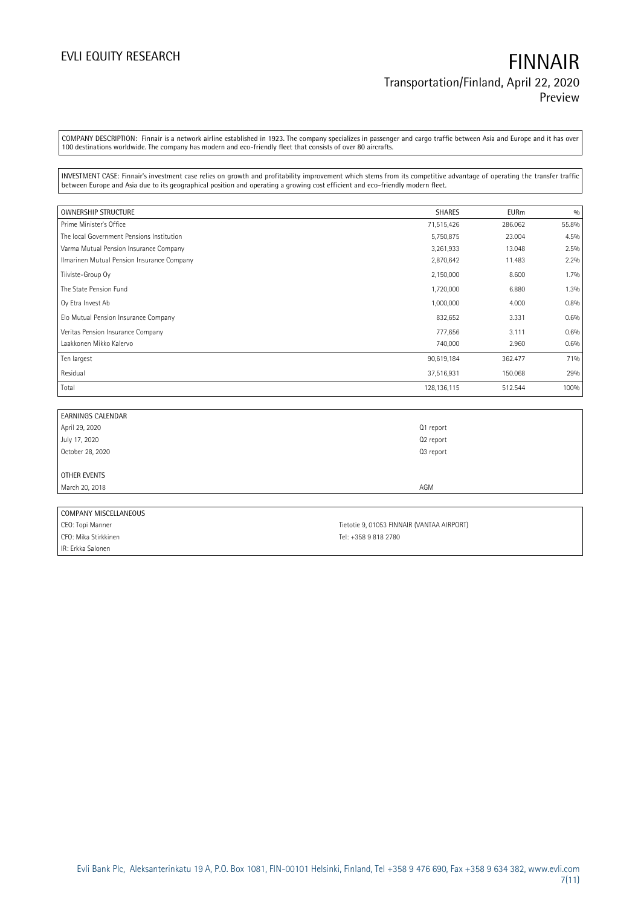COMPANY DESCRIPTION: Finnair is a network airline established in 1923. The company specializes in passenger and cargo traffic between Asia and Europe and it has over 100 destinations worldwide. The company has modern and eco-friendly fleet that consists of over 80 aircrafts.

INVESTMENT CASE: Finnair's investment case relies on growth and profitability improvement which stems from its competitive advantage of operating the transfer traffic between Europe and Asia due to its geographical position and operating a growing cost efficient and eco-friendly modern fleet.

| OWNERSHIP STRUCTURE | SHARES | EURm | % |
|---|---|---|---|
| Prime Minister's Office | 71,515,426 | 286.062 | 55.8% |
| The local Government Pensions Institution | 5,750,875 | 23.004 | 4.5% |
| Varma Mutual Pension Insurance Company | 3,261,933 | 13.048 | 2.5% |
| Ilmarinen Mutual Pension Insurance Company | 2,870,642 | 11.483 | 2.2% |
| Tiiviste-Group Oy | 2,150,000 | 8.600 | 1.7% |
| The State Pension Fund | 1,720,000 | 6.880 | 1.3% |
| Oy Etra Invest Ab | 1,000,000 | 4.000 | 0.8% |
| Elo Mutual Pension Insurance Company | 832,652 | 3.331 | 0.6% |
| Veritas Pension Insurance Company | 777,656 | 3.111 | 0.6% |
| Laakkonen Mikko Kalervo | 740,000 | 2.960 | 0.6% |
| Ten largest | 90,619,184 | 362.477 | 71% |
| Residual | 37,516,931 | 150.068 | 29% |
| Total | 128,136,115 | 512.544 | 100% |

| EARNINGS CALENDAR | |
|---|---|
| April 29, 2020 | Q1 report |
| July 17, 2020 | Q2 report |
| October 28, 2020 | Q3 report |
| | |
| OTHER EVENTS | |
| March 20, 2018 | AGM |

| COMPANY MISCELLANEOUS | |
|---|---|
| CEO: Topi Manner | Tietotie 9, 01053 FINNAIR (VANTAA AIRPORT) |
| CFO: Mika Stirkkinen | Tel: +358 9 818 2780 |
| IR: Erkka Salonen | |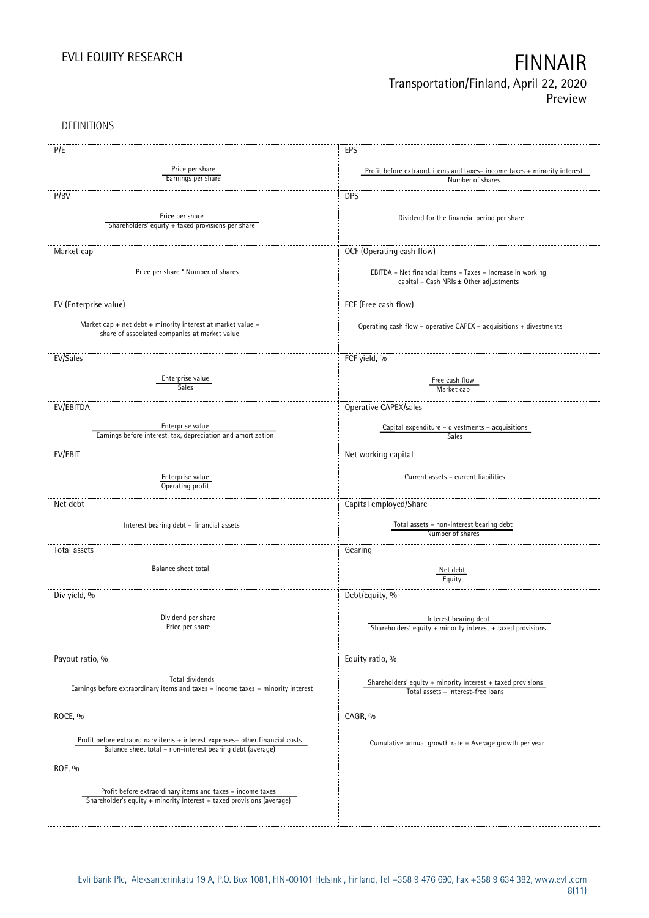## DEFINITIONS

| | |
|---|---|
| **P/E**<br><br>$\frac{\text{Price per share}}{\text{Earnings per share}}$ | **EPS**<br><br>$\frac{\text{Profit before extraord. items and taxes – income taxes + minority interest}}{\text{Number of shares}}$ |
| **P/BV**<br><br>$\frac{\text{Price per share}}{\text{Shareholders' equity + taxed provisions per share}}$ | **DPS**<br><br>Dividend for the financial period per share |
| **Market cap**<br><br>Price per share * Number of shares | **OCF (Operating cash flow)**<br><br>EBITDA – Net financial items – Taxes – Increase in working capital – Cash NRIs ± Other adjustments |
| **EV (Enterprise value)**<br><br>Market cap + net debt + minority interest at market value – share of associated companies at market value | **FCF (Free cash flow)**<br><br>Operating cash flow – operative CAPEX – acquisitions + divestments |
| **EV/Sales**<br><br>$\frac{\text{Enterprise value}}{\text{Sales}}$ | **FCF yield, %**<br><br>$\frac{\text{Free cash flow}}{\text{Market cap}}$ |
| **EV/EBITDA**<br><br>$\frac{\text{Enterprise value}}{\text{Earnings before interest, tax, depreciation and amortization}}$ | **Operative CAPEX/sales**<br><br>$\frac{\text{Capital expenditure – divestments – acquisitions}}{\text{Sales}}$ |
| **EV/EBIT**<br><br>$\frac{\text{Enterprise value}}{\text{Operating profit}}$ | **Net working capital**<br><br>Current assets – current liabilities |
| **Net debt**<br><br>Interest bearing debt – financial assets | **Capital employed/Share**<br><br>$\frac{\text{Total assets – non-interest bearing debt}}{\text{Number of shares}}$ |
| **Total assets**<br><br>Balance sheet total | **Gearing**<br><br>$\frac{\text{Net debt}}{\text{Equity}}$ |
| **Div yield, %**<br><br>$\frac{\text{Dividend per share}}{\text{Price per share}}$ | **Debt/Equity, %**<br><br>$\frac{\text{Interest bearing debt}}{\text{Shareholders' equity + minority interest + taxed provisions}}$ |
| **Payout ratio, %**<br><br>$\frac{\text{Total dividends}}{\text{Earnings before extraordinary items and taxes – income taxes + minority interest}}$ | **Equity ratio, %**<br><br>$\frac{\text{Shareholders' equity + minority interest + taxed provisions}}{\text{Total assets – interest-free loans}}$ |
| **ROCE, %**<br><br>$\frac{\text{Profit before extraordinary items + interest expenses+ other financial costs}}{\text{Balance sheet total – non-interest bearing debt (average)}}$ | **CAGR, %**<br><br>Cumulative annual growth rate = Average growth per year |
| **ROE, %**<br><br>$\frac{\text{Profit before extraordinary items and taxes – income taxes}}{\text{Shareholder's equity + minority interest + taxed provisions (average)}}$ | |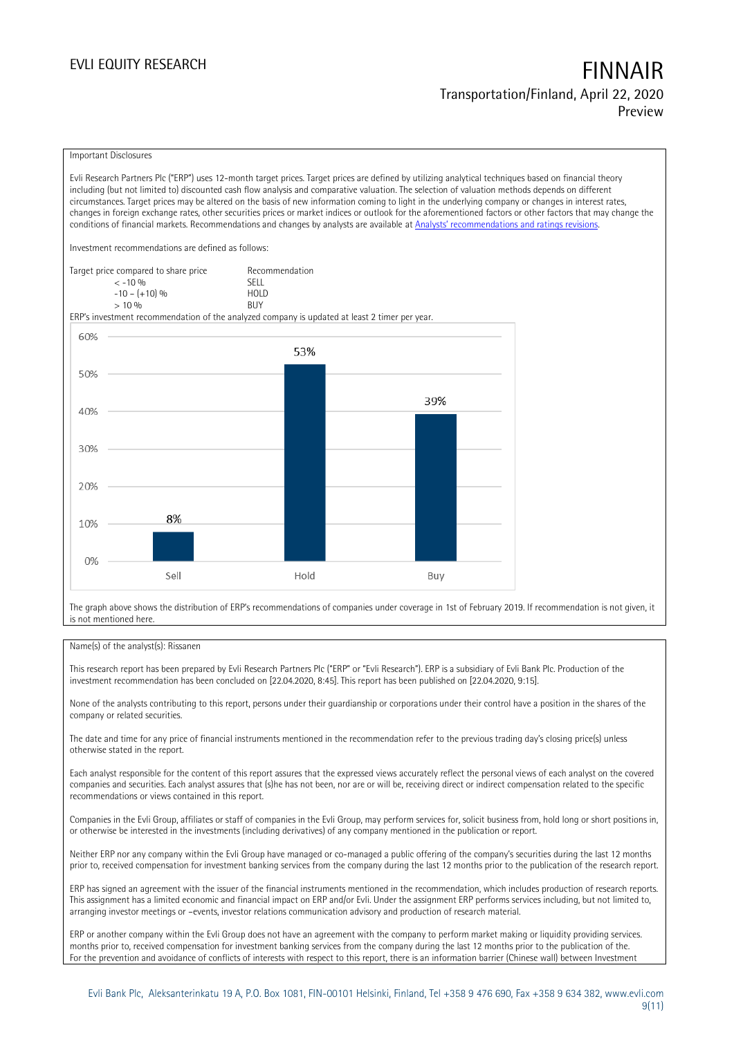Important Disclosures

Evli Research Partners Plc ("ERP") uses 12-month target prices. Target prices are defined by utilizing analytical techniques based on financial theory including (but not limited to) discounted cash flow analysis and comparative valuation. The selection of valuation methods depends on different circumstances. Target prices may be altered on the basis of new information coming to light in the underlying company or changes in interest rates, changes in foreign exchange rates, other securities prices or market indices or outlook for the aforementioned factors or other factors that may change the conditions of financial markets. Recommendations and changes by analysts are available at Analysts' recommendations and ratings revisions.

Investment recommendations are defined as follows:

| Target price compared to share price | Recommendation |
| --- | --- |
| < -10 % | SELL |
| -10 – (+10) % | HOLD |
| > 10 % | BUY |

ERP's investment recommendation of the analyzed company is updated at least 2 timer per year.

| | Sell | Hold | Buy |
| --- | --- | --- | --- |
| Share | 8% | 53% | 39% |

The graph above shows the distribution of ERP's recommendations of companies under coverage in 1st of February 2019. If recommendation is not given, it is not mentioned here.

Name(s) of the analyst(s): Rissanen

This research report has been prepared by Evli Research Partners Plc ("ERP" or "Evli Research"). ERP is a subsidiary of Evli Bank Plc. Production of the investment recommendation has been concluded on [22.04.2020, 8:45]. This report has been published on [22.04.2020, 9:15].

None of the analysts contributing to this report, persons under their guardianship or corporations under their control have a position in the shares of the company or related securities.

The date and time for any price of financial instruments mentioned in the recommendation refer to the previous trading day's closing price(s) unless otherwise stated in the report.

Each analyst responsible for the content of this report assures that the expressed views accurately reflect the personal views of each analyst on the covered companies and securities. Each analyst assures that (s)he has not been, nor are or will be, receiving direct or indirect compensation related to the specific recommendations or views contained in this report.

Companies in the Evli Group, affiliates or staff of companies in the Evli Group, may perform services for, solicit business from, hold long or short positions in, or otherwise be interested in the investments (including derivatives) of any company mentioned in the publication or report.

Neither ERP nor any company within the Evli Group have managed or co-managed a public offering of the company's securities during the last 12 months prior to, received compensation for investment banking services from the company during the last 12 months prior to the publication of the research report.

ERP has signed an agreement with the issuer of the financial instruments mentioned in the recommendation, which includes production of research reports. This assignment has a limited economic and financial impact on ERP and/or Evli. Under the assignment ERP performs services including, but not limited to, arranging investor meetings or –events, investor relations communication advisory and production of research material.

ERP or another company within the Evli Group does not have an agreement with the company to perform market making or liquidity providing services. months prior to, received compensation for investment banking services from the company during the last 12 months prior to the publication of the.
For the prevention and avoidance of conflicts of interests with respect to this report, there is an information barrier (Chinese wall) between Investment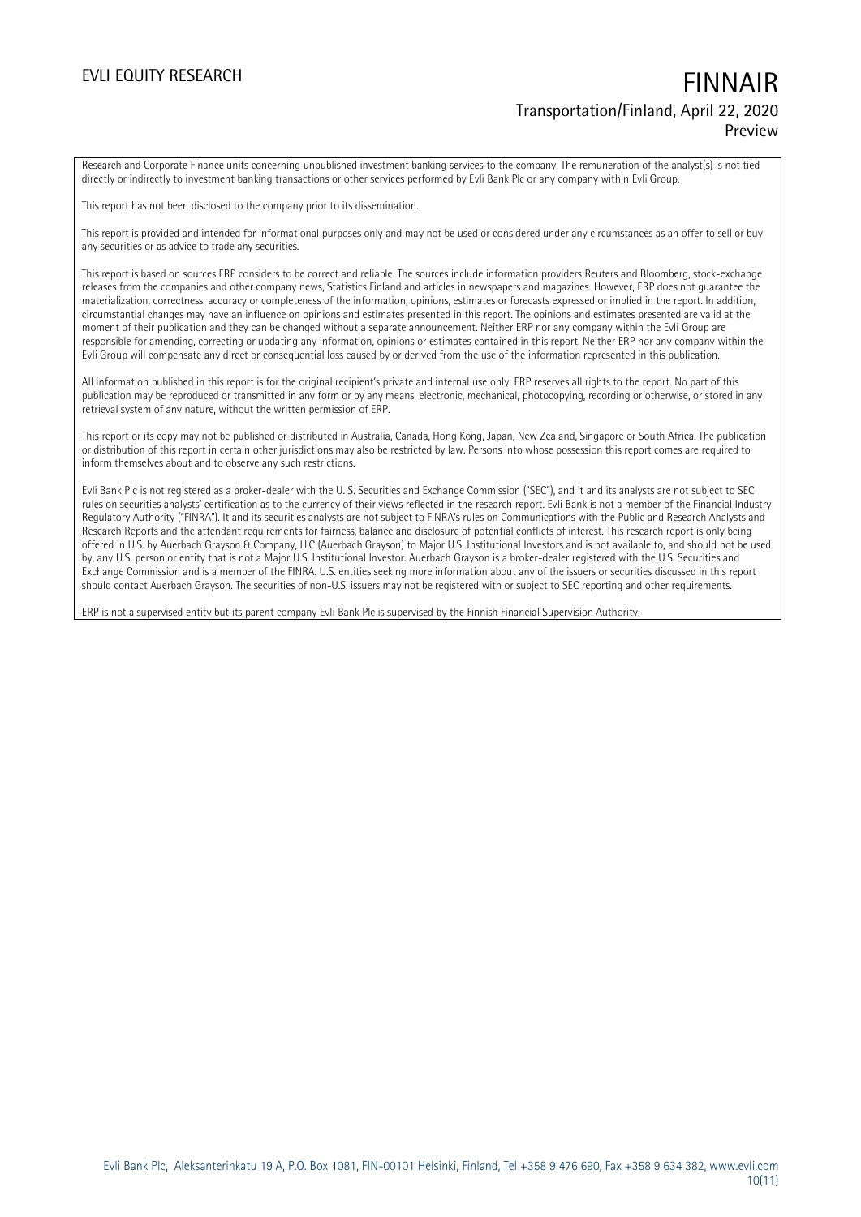Research and Corporate Finance units concerning unpublished investment banking services to the company. The remuneration of the analyst(s) is not tied directly or indirectly to investment banking transactions or other services performed by Evli Bank Plc or any company within Evli Group.

This report has not been disclosed to the company prior to its dissemination.

This report is provided and intended for informational purposes only and may not be used or considered under any circumstances as an offer to sell or buy any securities or as advice to trade any securities.

This report is based on sources ERP considers to be correct and reliable. The sources include information providers Reuters and Bloomberg, stock-exchange releases from the companies and other company news, Statistics Finland and articles in newspapers and magazines. However, ERP does not guarantee the materialization, correctness, accuracy or completeness of the information, opinions, estimates or forecasts expressed or implied in the report. In addition, circumstantial changes may have an influence on opinions and estimates presented in this report. The opinions and estimates presented are valid at the moment of their publication and they can be changed without a separate announcement. Neither ERP nor any company within the Evli Group are responsible for amending, correcting or updating any information, opinions or estimates contained in this report. Neither ERP nor any company within the Evli Group will compensate any direct or consequential loss caused by or derived from the use of the information represented in this publication.

All information published in this report is for the original recipient's private and internal use only. ERP reserves all rights to the report. No part of this publication may be reproduced or transmitted in any form or by any means, electronic, mechanical, photocopying, recording or otherwise, or stored in any retrieval system of any nature, without the written permission of ERP.

This report or its copy may not be published or distributed in Australia, Canada, Hong Kong, Japan, New Zealand, Singapore or South Africa. The publication or distribution of this report in certain other jurisdictions may also be restricted by law. Persons into whose possession this report comes are required to inform themselves about and to observe any such restrictions.

Evli Bank Plc is not registered as a broker-dealer with the U. S. Securities and Exchange Commission ("SEC"), and it and its analysts are not subject to SEC rules on securities analysts' certification as to the currency of their views reflected in the research report. Evli Bank is not a member of the Financial Industry Regulatory Authority ("FINRA"). It and its securities analysts are not subject to FINRA's rules on Communications with the Public and Research Analysts and Research Reports and the attendant requirements for fairness, balance and disclosure of potential conflicts of interest. This research report is only being offered in U.S. by Auerbach Grayson & Company, LLC (Auerbach Grayson) to Major U.S. Institutional Investors and is not available to, and should not be used by, any U.S. person or entity that is not a Major U.S. Institutional Investor. Auerbach Grayson is a broker-dealer registered with the U.S. Securities and Exchange Commission and is a member of the FINRA. U.S. entities seeking more information about any of the issuers or securities discussed in this report should contact Auerbach Grayson. The securities of non-U.S. issuers may not be registered with or subject to SEC reporting and other requirements.

ERP is not a supervised entity but its parent company Evli Bank Plc is supervised by the Finnish Financial Supervision Authority.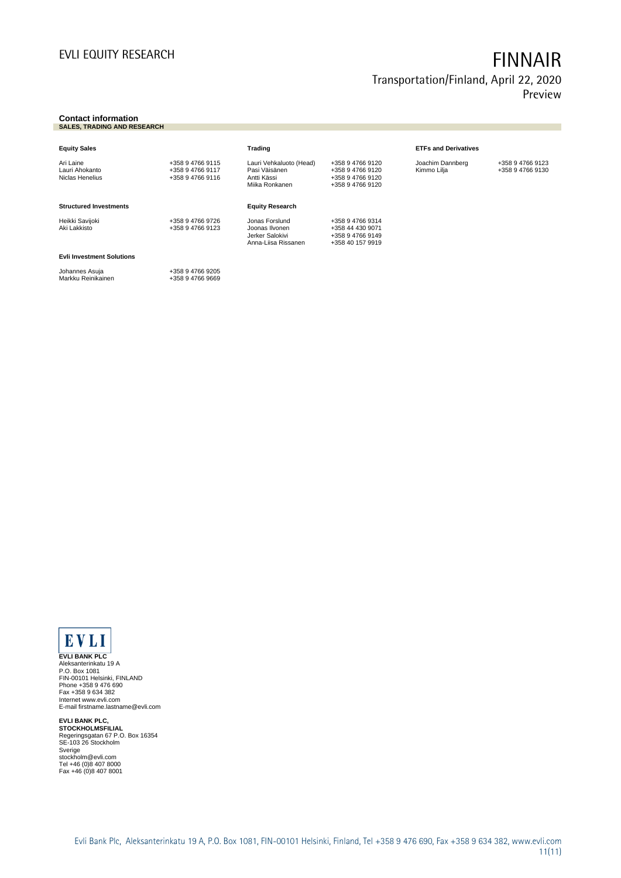## Contact information

**SALES, TRADING AND RESEARCH**

| | | | | | |
|---|---|---|---|---|---|
| **Equity Sales** | | **Trading** | | **ETFs and Derivatives** | |
| Ari Laine | +358 9 4766 9115 | Lauri Vehkaluoto (Head) | +358 9 4766 9120 | Joachim Dannberg | +358 9 4766 9123 |
| Lauri Ahokanto | +358 9 4766 9117 | Pasi Väisänen | +358 9 4766 9120 | Kimmo Lilja | +358 9 4766 9130 |
| Niclas Henelius | +358 9 4766 9116 | Antti Kässi | +358 9 4766 9120 | | |
| | | Miika Ronkanen | +358 9 4766 9120 | | |
| **Structured Investments** | | **Equity Research** | | | |
| Heikki Savijoki | +358 9 4766 9726 | Jonas Forslund | +358 9 4766 9314 | | |
| Aki Lakkisto | +358 9 4766 9123 | Joonas Ilvonen | +358 44 430 9071 | | |
| | | Jerker Salokivi | +358 9 4766 9149 | | |
| | | Anna-Liisa Rissanen | +358 40 157 9919 | | |
| **Evli Investment Solutions** | | | | | |
| Johannes Asuja | +358 9 4766 9205 | | | | |
| Markku Reinikainen | +358 9 4766 9669 | | | | |

EVLI

**EVLI BANK PLC**
Aleksanterinkatu 19 A
P.O. Box 1081
FIN-00101 Helsinki, FINLAND
Phone +358 9 476 690
Fax +358 9 634 382
Internet www.evli.com
E-mail firstname.lastname@evli.com

**EVLI BANK PLC, STOCKHOLMSFILIAL**
Regeringsgatan 67 P.O. Box 16354
SE-103 26 Stockholm
Sverige
stockholm@evli.com
Tel +46 (0)8 407 8000
Fax +46 (0)8 407 8001